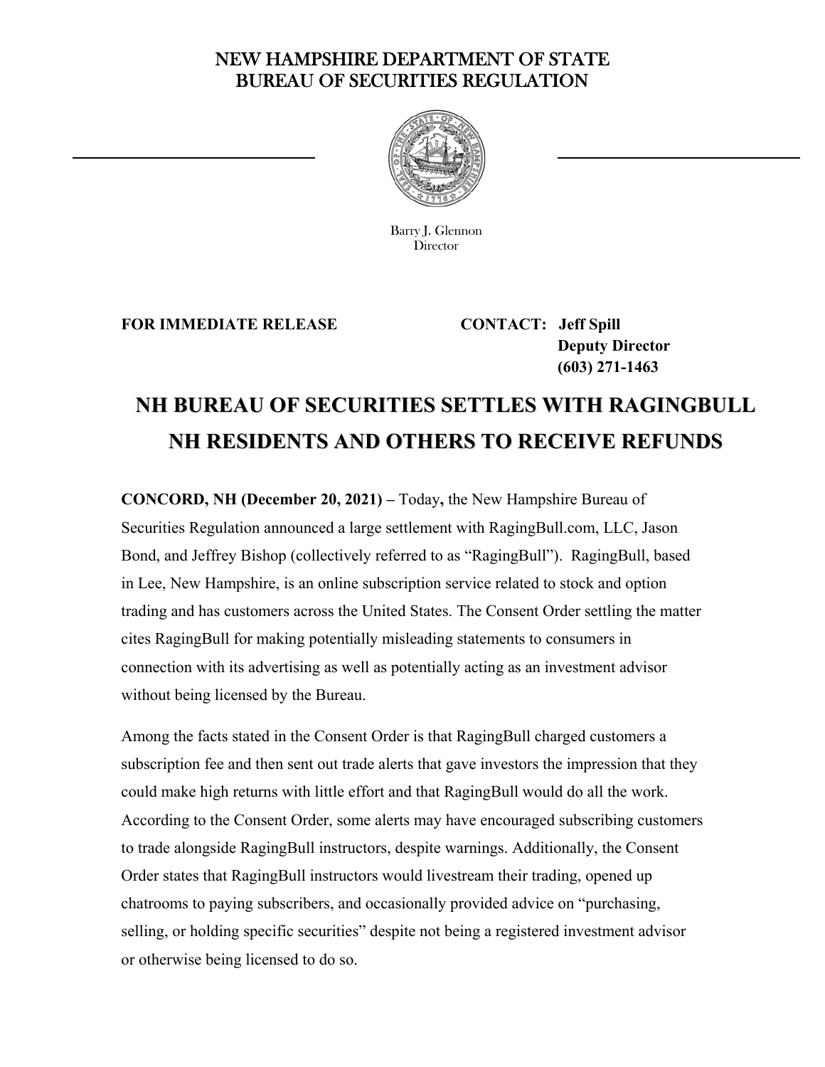NEW HAMPSHIRE DEPARTMENT OF STATE
BUREAU OF SECURITIES REGULATION

Barry J. Glennon
Director

**FOR IMMEDIATE RELEASE**

**CONTACT: Jeff Spill**
**Deputy Director**
**(603) 271-1463**

# NH BUREAU OF SECURITIES SETTLES WITH RAGINGBULL NH RESIDENTS AND OTHERS TO RECEIVE REFUNDS

**CONCORD, NH (December 20, 2021) –** Today**,** the New Hampshire Bureau of Securities Regulation announced a large settlement with RagingBull.com, LLC, Jason Bond, and Jeffrey Bishop (collectively referred to as "RagingBull"). RagingBull, based in Lee, New Hampshire, is an online subscription service related to stock and option trading and has customers across the United States. The Consent Order settling the matter cites RagingBull for making potentially misleading statements to consumers in connection with its advertising as well as potentially acting as an investment advisor without being licensed by the Bureau.

Among the facts stated in the Consent Order is that RagingBull charged customers a subscription fee and then sent out trade alerts that gave investors the impression that they could make high returns with little effort and that RagingBull would do all the work. According to the Consent Order, some alerts may have encouraged subscribing customers to trade alongside RagingBull instructors, despite warnings. Additionally, the Consent Order states that RagingBull instructors would livestream their trading, opened up chatrooms to paying subscribers, and occasionally provided advice on "purchasing, selling, or holding specific securities" despite not being a registered investment advisor or otherwise being licensed to do so.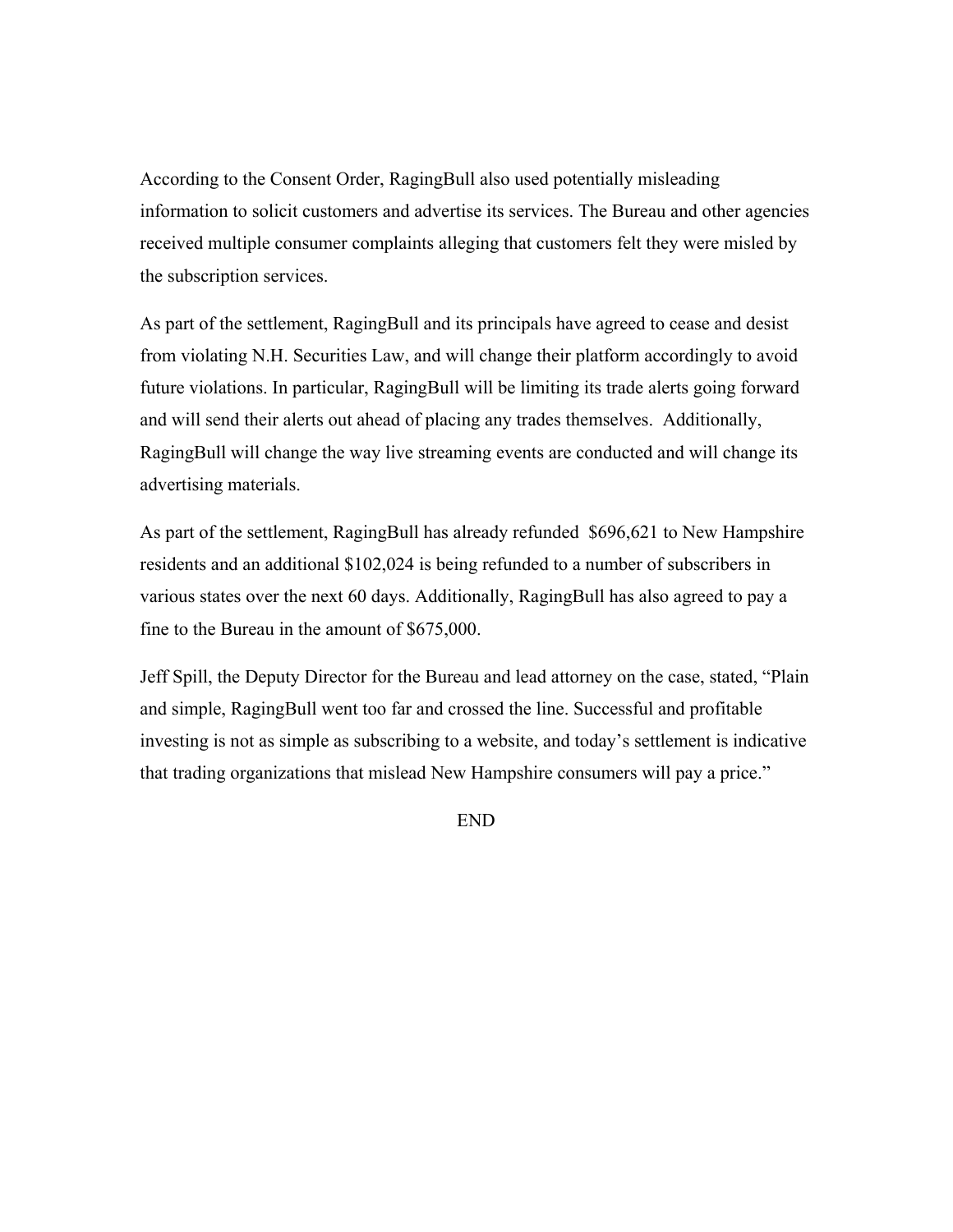According to the Consent Order, RagingBull also used potentially misleading information to solicit customers and advertise its services. The Bureau and other agencies received multiple consumer complaints alleging that customers felt they were misled by the subscription services.

As part of the settlement, RagingBull and its principals have agreed to cease and desist from violating N.H. Securities Law, and will change their platform accordingly to avoid future violations. In particular, RagingBull will be limiting its trade alerts going forward and will send their alerts out ahead of placing any trades themselves. Additionally, RagingBull will change the way live streaming events are conducted and will change its advertising materials.

As part of the settlement, RagingBull has already refunded $696,621 to New Hampshire residents and an additional $102,024 is being refunded to a number of subscribers in various states over the next 60 days. Additionally, RagingBull has also agreed to pay a fine to the Bureau in the amount of $675,000.

Jeff Spill, the Deputy Director for the Bureau and lead attorney on the case, stated, "Plain and simple, RagingBull went too far and crossed the line. Successful and profitable investing is not as simple as subscribing to a website, and today's settlement is indicative that trading organizations that mislead New Hampshire consumers will pay a price."

END